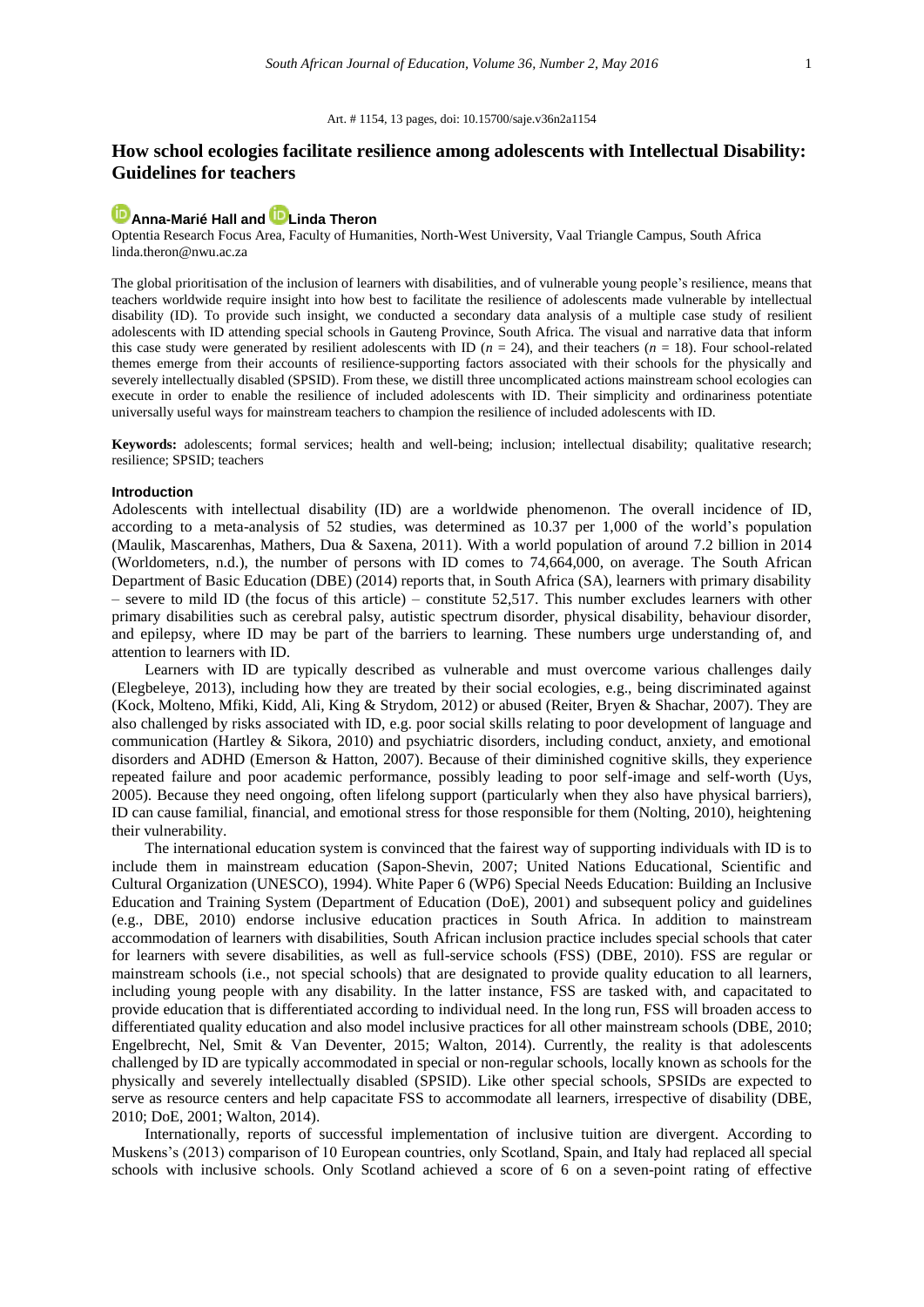Art. # 1154, 13 pages, doi: 10.15700/saje.v36n2a1154

# How school ecologies facilitate resilience among adolescents with Intellectual Disability: Guidelines for teachers

**Anna-Marié Hall and Linda Theron**

Optentia Research Focus Area, Faculty of Humanities, North-West University, Vaal Triangle Campus, South Africa
linda.theron@nwu.ac.za

The global prioritisation of the inclusion of learners with disabilities, and of vulnerable young people's resilience, means that teachers worldwide require insight into how best to facilitate the resilience of adolescents made vulnerable by intellectual disability (ID). To provide such insight, we conducted a secondary data analysis of a multiple case study of resilient adolescents with ID attending special schools in Gauteng Province, South Africa. The visual and narrative data that inform this case study were generated by resilient adolescents with ID ($n = 24$), and their teachers ($n = 18$). Four school-related themes emerge from their accounts of resilience-supporting factors associated with their schools for the physically and severely intellectually disabled (SPSID). From these, we distill three uncomplicated actions mainstream school ecologies can execute in order to enable the resilience of included adolescents with ID. Their simplicity and ordinariness potentiate universally useful ways for mainstream teachers to champion the resilience of included adolescents with ID.

**Keywords:** adolescents; formal services; health and well-being; inclusion; intellectual disability; qualitative research; resilience; SPSID; teachers

## Introduction

Adolescents with intellectual disability (ID) are a worldwide phenomenon. The overall incidence of ID, according to a meta-analysis of 52 studies, was determined as 10.37 per 1,000 of the world's population (Maulik, Mascarenhas, Mathers, Dua & Saxena, 2011). With a world population of around 7.2 billion in 2014 (Worldometers, n.d.), the number of persons with ID comes to 74,664,000, on average. The South African Department of Basic Education (DBE) (2014) reports that, in South Africa (SA), learners with primary disability – severe to mild ID (the focus of this article) – constitute 52,517. This number excludes learners with other primary disabilities such as cerebral palsy, autistic spectrum disorder, physical disability, behaviour disorder, and epilepsy, where ID may be part of the barriers to learning. These numbers urge understanding of, and attention to learners with ID.

Learners with ID are typically described as vulnerable and must overcome various challenges daily (Elegbeleye, 2013), including how they are treated by their social ecologies, e.g., being discriminated against (Kock, Molteno, Mfiki, Kidd, Ali, King & Strydom, 2012) or abused (Reiter, Bryen & Shachar, 2007). They are also challenged by risks associated with ID, e.g. poor social skills relating to poor development of language and communication (Hartley & Sikora, 2010) and psychiatric disorders, including conduct, anxiety, and emotional disorders and ADHD (Emerson & Hatton, 2007). Because of their diminished cognitive skills, they experience repeated failure and poor academic performance, possibly leading to poor self-image and self-worth (Uys, 2005). Because they need ongoing, often lifelong support (particularly when they also have physical barriers), ID can cause familial, financial, and emotional stress for those responsible for them (Nolting, 2010), heightening their vulnerability.

The international education system is convinced that the fairest way of supporting individuals with ID is to include them in mainstream education (Sapon-Shevin, 2007; United Nations Educational, Scientific and Cultural Organization (UNESCO), 1994). White Paper 6 (WP6) Special Needs Education: Building an Inclusive Education and Training System (Department of Education (DoE), 2001) and subsequent policy and guidelines (e.g., DBE, 2010) endorse inclusive education practices in South Africa. In addition to mainstream accommodation of learners with disabilities, South African inclusion practice includes special schools that cater for learners with severe disabilities, as well as full-service schools (FSS) (DBE, 2010). FSS are regular or mainstream schools (i.e., not special schools) that are designated to provide quality education to all learners, including young people with any disability. In the latter instance, FSS are tasked with, and capacitated to provide education that is differentiated according to individual need. In the long run, FSS will broaden access to differentiated quality education and also model inclusive practices for all other mainstream schools (DBE, 2010; Engelbrecht, Nel, Smit & Van Deventer, 2015; Walton, 2014). Currently, the reality is that adolescents challenged by ID are typically accommodated in special or non-regular schools, locally known as schools for the physically and severely intellectually disabled (SPSID). Like other special schools, SPSIDs are expected to serve as resource centers and help capacitate FSS to accommodate all learners, irrespective of disability (DBE, 2010; DoE, 2001; Walton, 2014).

Internationally, reports of successful implementation of inclusive tuition are divergent. According to Muskens's (2013) comparison of 10 European countries, only Scotland, Spain, and Italy had replaced all special schools with inclusive schools. Only Scotland achieved a score of 6 on a seven-point rating of effective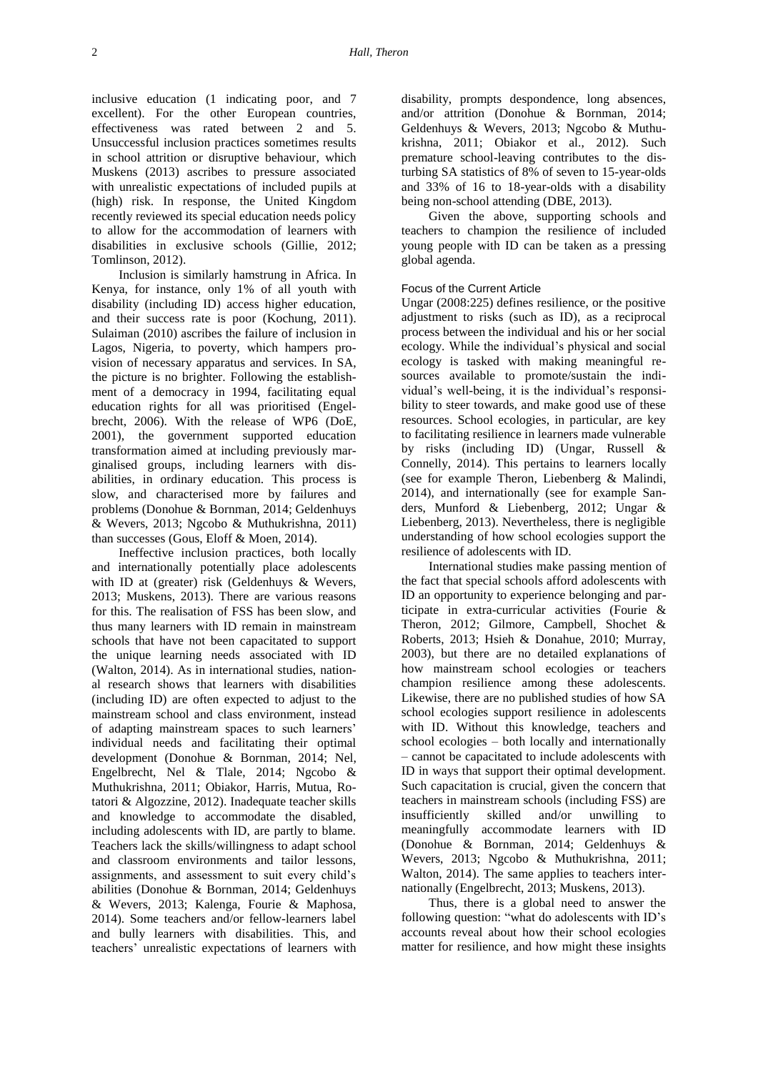inclusive education (1 indicating poor, and 7 excellent). For the other European countries, effectiveness was rated between 2 and 5. Unsuccessful inclusion practices sometimes results in school attrition or disruptive behaviour, which Muskens (2013) ascribes to pressure associated with unrealistic expectations of included pupils at (high) risk. In response, the United Kingdom recently reviewed its special education needs policy to allow for the accommodation of learners with disabilities in exclusive schools (Gillie, 2012; Tomlinson, 2012).

Inclusion is similarly hamstrung in Africa. In Kenya, for instance, only 1% of all youth with disability (including ID) access higher education, and their success rate is poor (Kochung, 2011). Sulaiman (2010) ascribes the failure of inclusion in Lagos, Nigeria, to poverty, which hampers provision of necessary apparatus and services. In SA, the picture is no brighter. Following the establishment of a democracy in 1994, facilitating equal education rights for all was prioritised (Engelbrecht, 2006). With the release of WP6 (DoE, 2001), the government supported education transformation aimed at including previously marginalised groups, including learners with disabilities, in ordinary education. This process is slow, and characterised more by failures and problems (Donohue & Bornman, 2014; Geldenhuys & Wevers, 2013; Ngcobo & Muthukrishna, 2011) than successes (Gous, Eloff & Moen, 2014).

Ineffective inclusion practices, both locally and internationally potentially place adolescents with ID at (greater) risk (Geldenhuys & Wevers, 2013; Muskens, 2013). There are various reasons for this. The realisation of FSS has been slow, and thus many learners with ID remain in mainstream schools that have not been capacitated to support the unique learning needs associated with ID (Walton, 2014). As in international studies, national research shows that learners with disabilities (including ID) are often expected to adjust to the mainstream school and class environment, instead of adapting mainstream spaces to such learners' individual needs and facilitating their optimal development (Donohue & Bornman, 2014; Nel, Engelbrecht, Nel & Tlale, 2014; Ngcobo & Muthukrishna, 2011; Obiakor, Harris, Mutua, Rotatori & Algozzine, 2012). Inadequate teacher skills and knowledge to accommodate the disabled, including adolescents with ID, are partly to blame. Teachers lack the skills/willingness to adapt school and classroom environments and tailor lessons, assignments, and assessment to suit every child's abilities (Donohue & Bornman, 2014; Geldenhuys & Wevers, 2013; Kalenga, Fourie & Maphosa, 2014). Some teachers and/or fellow-learners label and bully learners with disabilities. This, and teachers' unrealistic expectations of learners with disability, prompts despondence, long absences, and/or attrition (Donohue & Bornman, 2014; Geldenhuys & Wevers, 2013; Ngcobo & Muthukrishna, 2011; Obiakor et al., 2012). Such premature school-leaving contributes to the disturbing SA statistics of 8% of seven to 15-year-olds and 33% of 16 to 18-year-olds with a disability being non-school attending (DBE, 2013).

Given the above, supporting schools and teachers to champion the resilience of included young people with ID can be taken as a pressing global agenda.

### Focus of the Current Article

Ungar (2008:225) defines resilience, or the positive adjustment to risks (such as ID), as a reciprocal process between the individual and his or her social ecology. While the individual's physical and social ecology is tasked with making meaningful resources available to promote/sustain the individual's well-being, it is the individual's responsibility to steer towards, and make good use of these resources. School ecologies, in particular, are key to facilitating resilience in learners made vulnerable by risks (including ID) (Ungar, Russell & Connelly, 2014). This pertains to learners locally (see for example Theron, Liebenberg & Malindi, 2014), and internationally (see for example Sanders, Munford & Liebenberg, 2012; Ungar & Liebenberg, 2013). Nevertheless, there is negligible understanding of how school ecologies support the resilience of adolescents with ID.

International studies make passing mention of the fact that special schools afford adolescents with ID an opportunity to experience belonging and participate in extra-curricular activities (Fourie & Theron, 2012; Gilmore, Campbell, Shochet & Roberts, 2013; Hsieh & Donahue, 2010; Murray, 2003), but there are no detailed explanations of how mainstream school ecologies or teachers champion resilience among these adolescents. Likewise, there are no published studies of how SA school ecologies support resilience in adolescents with ID. Without this knowledge, teachers and school ecologies – both locally and internationally – cannot be capacitated to include adolescents with ID in ways that support their optimal development. Such capacitation is crucial, given the concern that teachers in mainstream schools (including FSS) are insufficiently skilled and/or unwilling to meaningfully accommodate learners with ID (Donohue & Bornman, 2014; Geldenhuys & Wevers, 2013; Ngcobo & Muthukrishna, 2011; Walton, 2014). The same applies to teachers internationally (Engelbrecht, 2013; Muskens, 2013).

Thus, there is a global need to answer the following question: "what do adolescents with ID's accounts reveal about how their school ecologies matter for resilience, and how might these insights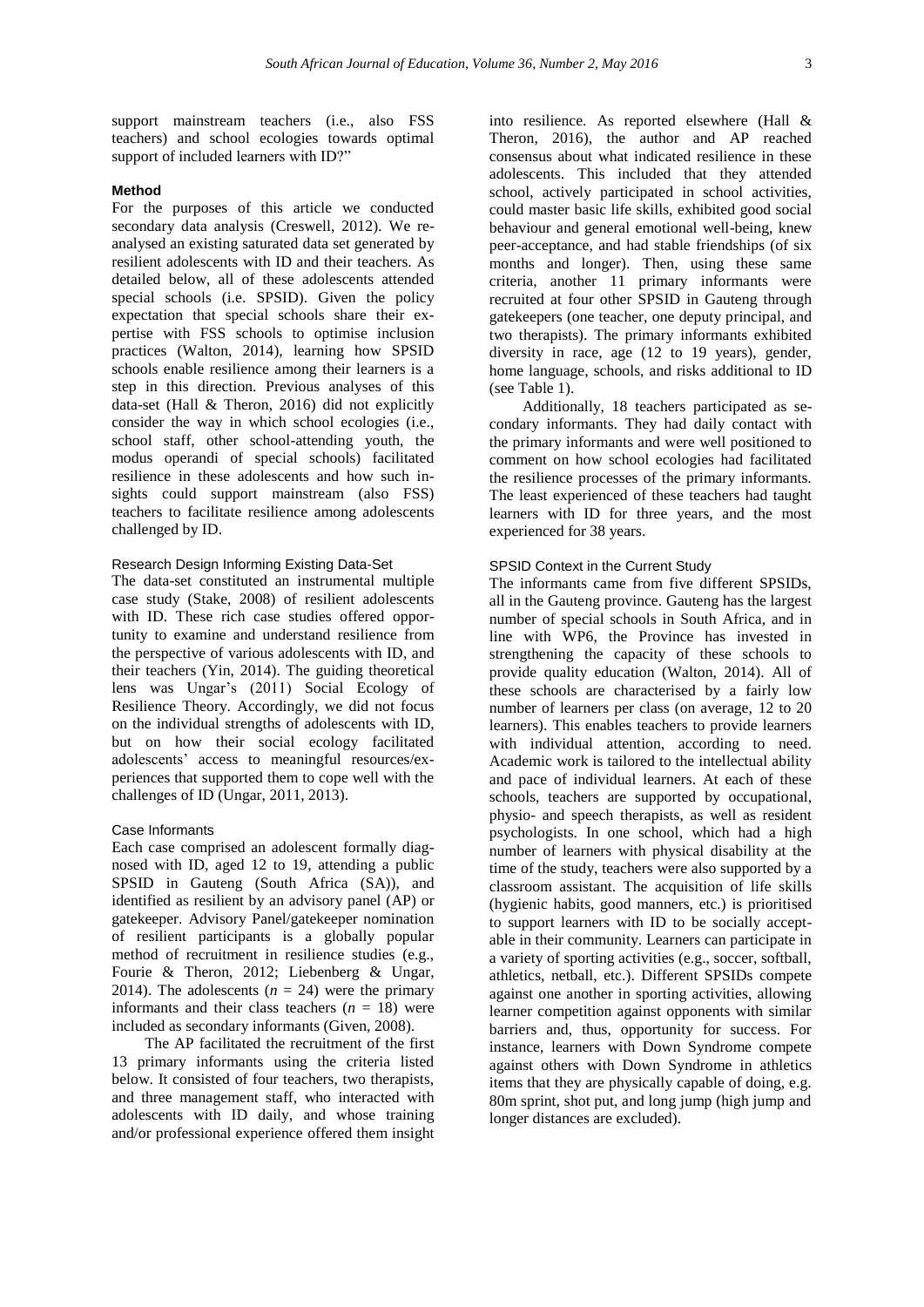support mainstream teachers (i.e., also FSS teachers) and school ecologies towards optimal support of included learners with ID?"

## Method

For the purposes of this article we conducted secondary data analysis (Creswell, 2012). We re-analysed an existing saturated data set generated by resilient adolescents with ID and their teachers. As detailed below, all of these adolescents attended special schools (i.e. SPSID). Given the policy expectation that special schools share their expertise with FSS schools to optimise inclusion practices (Walton, 2014), learning how SPSID schools enable resilience among their learners is a step in this direction. Previous analyses of this data-set (Hall & Theron, 2016) did not explicitly consider the way in which school ecologies (i.e., school staff, other school-attending youth, the modus operandi of special schools) facilitated resilience in these adolescents and how such insights could support mainstream (also FSS) teachers to facilitate resilience among adolescents challenged by ID.

### Research Design Informing Existing Data-Set

The data-set constituted an instrumental multiple case study (Stake, 2008) of resilient adolescents with ID. These rich case studies offered opportunity to examine and understand resilience from the perspective of various adolescents with ID, and their teachers (Yin, 2014). The guiding theoretical lens was Ungar's (2011) Social Ecology of Resilience Theory. Accordingly, we did not focus on the individual strengths of adolescents with ID, but on how their social ecology facilitated adolescents' access to meaningful resources/experiences that supported them to cope well with the challenges of ID (Ungar, 2011, 2013).

### Case Informants

Each case comprised an adolescent formally diagnosed with ID, aged 12 to 19, attending a public SPSID in Gauteng (South Africa (SA)), and identified as resilient by an advisory panel (AP) or gatekeeper. Advisory Panel/gatekeeper nomination of resilient participants is a globally popular method of recruitment in resilience studies (e.g., Fourie & Theron, 2012; Liebenberg & Ungar, 2014). The adolescents ($n$ = 24) were the primary informants and their class teachers ($n$ = 18) were included as secondary informants (Given, 2008).

The AP facilitated the recruitment of the first 13 primary informants using the criteria listed below. It consisted of four teachers, two therapists, and three management staff, who interacted with adolescents with ID daily, and whose training and/or professional experience offered them insight into resilience. As reported elsewhere (Hall & Theron, 2016), the author and AP reached consensus about what indicated resilience in these adolescents. This included that they attended school, actively participated in school activities, could master basic life skills, exhibited good social behaviour and general emotional well-being, knew peer-acceptance, and had stable friendships (of six months and longer). Then, using these same criteria, another 11 primary informants were recruited at four other SPSID in Gauteng through gatekeepers (one teacher, one deputy principal, and two therapists). The primary informants exhibited diversity in race, age (12 to 19 years), gender, home language, schools, and risks additional to ID (see Table 1).

Additionally, 18 teachers participated as secondary informants. They had daily contact with the primary informants and were well positioned to comment on how school ecologies had facilitated the resilience processes of the primary informants. The least experienced of these teachers had taught learners with ID for three years, and the most experienced for 38 years.

### SPSID Context in the Current Study

The informants came from five different SPSIDs, all in the Gauteng province. Gauteng has the largest number of special schools in South Africa, and in line with WP6, the Province has invested in strengthening the capacity of these schools to provide quality education (Walton, 2014). All of these schools are characterised by a fairly low number of learners per class (on average, 12 to 20 learners). This enables teachers to provide learners with individual attention, according to need. Academic work is tailored to the intellectual ability and pace of individual learners. At each of these schools, teachers are supported by occupational, physio- and speech therapists, as well as resident psychologists. In one school, which had a high number of learners with physical disability at the time of the study, teachers were also supported by a classroom assistant. The acquisition of life skills (hygienic habits, good manners, etc.) is prioritised to support learners with ID to be socially acceptable in their community. Learners can participate in a variety of sporting activities (e.g., soccer, softball, athletics, netball, etc.). Different SPSIDs compete against one another in sporting activities, allowing learner competition against opponents with similar barriers and, thus, opportunity for success. For instance, learners with Down Syndrome compete against others with Down Syndrome in athletics items that they are physically capable of doing, e.g. 80m sprint, shot put, and long jump (high jump and longer distances are excluded).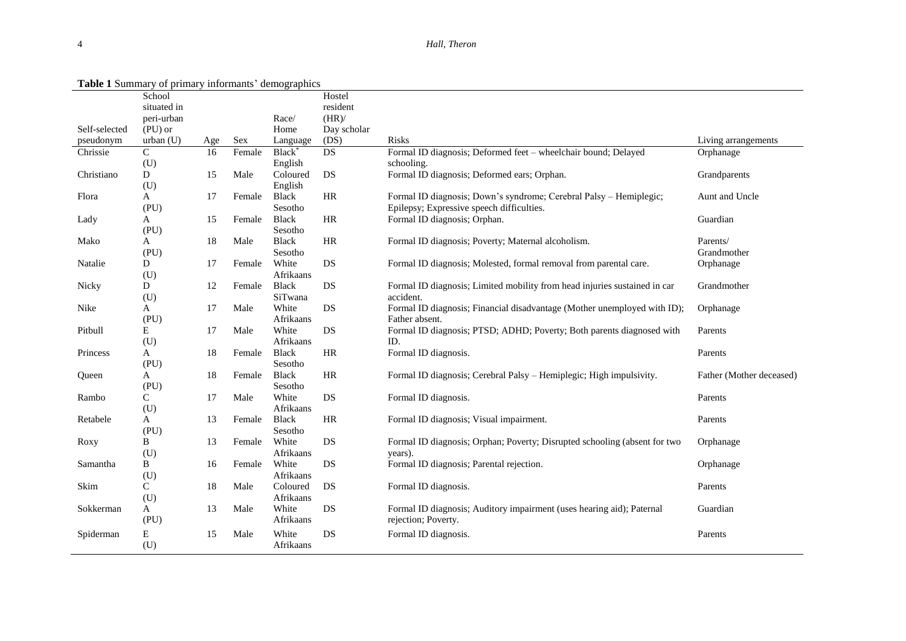**Table 1** Summary of primary informants' demographics

| Self-selected pseudonym | School situated in peri-urban (PU) or urban (U) | Age | Sex | Race/ Home Language | Hostel resident (HR)/ Day scholar (DS) | Risks | Living arrangements |
|---|---|---|---|---|---|---|---|
| Chrissie | C (U) | 16 | Female | Black* English | DS | Formal ID diagnosis; Deformed feet – wheelchair bound; Delayed schooling. | Orphanage |
| Christiano | D (U) | 15 | Male | Coloured English | DS | Formal ID diagnosis; Deformed ears; Orphan. | Grandparents |
| Flora | A (PU) | 17 | Female | Black Sesotho | HR | Formal ID diagnosis; Down's syndrome; Cerebral Palsy – Hemiplegic; Epilepsy; Expressive speech difficulties. | Aunt and Uncle |
| Lady | A (PU) | 15 | Female | Black Sesotho | HR | Formal ID diagnosis; Orphan. | Guardian |
| Mako | A (PU) | 18 | Male | Black Sesotho | HR | Formal ID diagnosis; Poverty; Maternal alcoholism. | Parents/ Grandmother |
| Natalie | D (U) | 17 | Female | White Afrikaans | DS | Formal ID diagnosis; Molested, formal removal from parental care. | Orphanage |
| Nicky | D (U) | 12 | Female | Black SiTwana | DS | Formal ID diagnosis; Limited mobility from head injuries sustained in car accident. | Grandmother |
| Nike | A (PU) | 17 | Male | White Afrikaans | DS | Formal ID diagnosis; Financial disadvantage (Mother unemployed with ID); Father absent. | Orphanage |
| Pitbull | E (U) | 17 | Male | White Afrikaans | DS | Formal ID diagnosis; PTSD; ADHD; Poverty; Both parents diagnosed with ID. | Parents |
| Princess | A (PU) | 18 | Female | Black Sesotho | HR | Formal ID diagnosis. | Parents |
| Queen | A (PU) | 18 | Female | Black Sesotho | HR | Formal ID diagnosis; Cerebral Palsy – Hemiplegic; High impulsivity. | Father (Mother deceased) |
| Rambo | C (U) | 17 | Male | White Afrikaans | DS | Formal ID diagnosis. | Parents |
| Retabele | A (PU) | 13 | Female | Black Sesotho | HR | Formal ID diagnosis; Visual impairment. | Parents |
| Roxy | B (U) | 13 | Female | White Afrikaans | DS | Formal ID diagnosis; Orphan; Poverty; Disrupted schooling (absent for two years). | Orphanage |
| Samantha | B (U) | 16 | Female | White Afrikaans | DS | Formal ID diagnosis; Parental rejection. | Orphanage |
| Skim | C (U) | 18 | Male | Coloured Afrikaans | DS | Formal ID diagnosis. | Parents |
| Sokkerman | A (PU) | 13 | Male | White Afrikaans | DS | Formal ID diagnosis; Auditory impairment (uses hearing aid); Paternal rejection; Poverty. | Guardian |
| Spiderman | E (U) | 15 | Male | White Afrikaans | DS | Formal ID diagnosis. | Parents |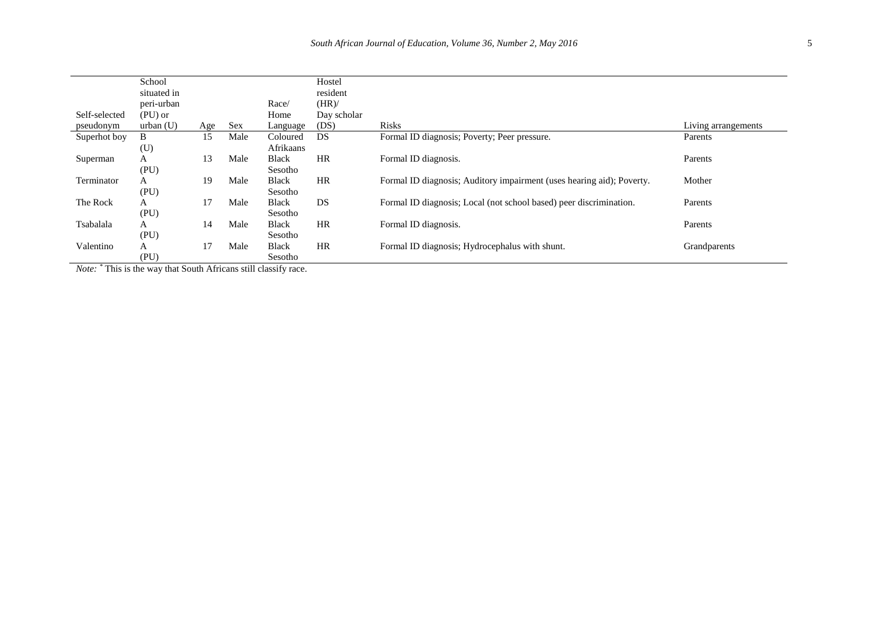| Self-selected pseudonym | School situated in peri-urban (PU) or urban (U) | Age | Sex | Race/ Home Language | Hostel resident (HR)/ Day scholar (DS) | Risks | Living arrangements |
|---|---|---|---|---|---|---|---|
| Superhot boy | B (U) | 15 | Male | Coloured Afrikaans | DS | Formal ID diagnosis; Poverty; Peer pressure. | Parents |
| Superman | A (PU) | 13 | Male | Black Sesotho | HR | Formal ID diagnosis. | Parents |
| Terminator | A (PU) | 19 | Male | Black Sesotho | HR | Formal ID diagnosis; Auditory impairment (uses hearing aid); Poverty. | Mother |
| The Rock | A (PU) | 17 | Male | Black Sesotho | DS | Formal ID diagnosis; Local (not school based) peer discrimination. | Parents |
| Tsabalala | A (PU) | 14 | Male | Black Sesotho | HR | Formal ID diagnosis. | Parents |
| Valentino | A (PU) | 17 | Male | Black Sesotho | HR | Formal ID diagnosis; Hydrocephalus with shunt. | Grandparents |

*Note:* * This is the way that South Africans still classify race.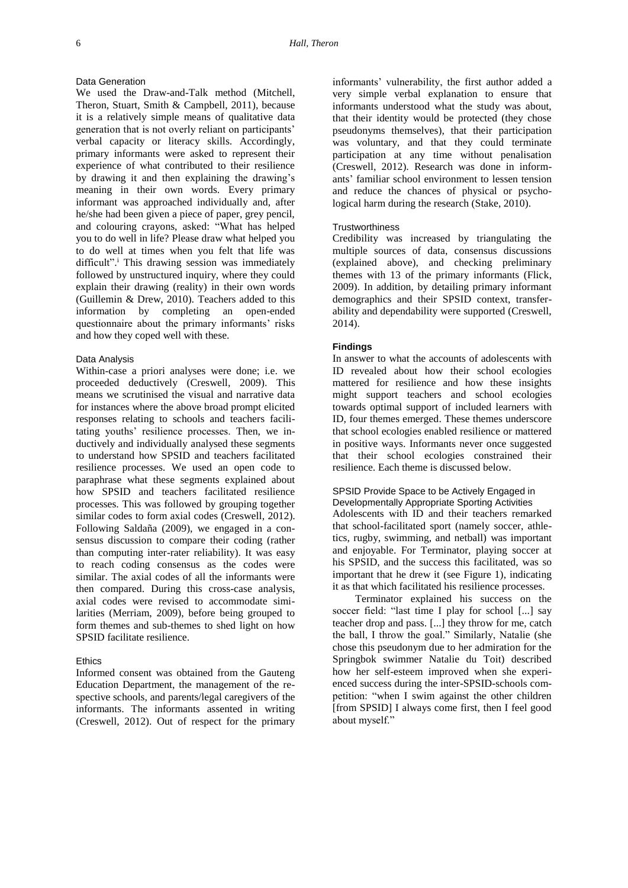### Data Generation

We used the Draw-and-Talk method (Mitchell, Theron, Stuart, Smith & Campbell, 2011), because it is a relatively simple means of qualitative data generation that is not overly reliant on participants' verbal capacity or literacy skills. Accordingly, primary informants were asked to represent their experience of what contributed to their resilience by drawing it and then explaining the drawing's meaning in their own words. Every primary informant was approached individually and, after he/she had been given a piece of paper, grey pencil, and colouring crayons, asked: "What has helped you to do well in life? Please draw what helped you to do well at times when you felt that life was difficult".[i] This drawing session was immediately followed by unstructured inquiry, where they could explain their drawing (reality) in their own words (Guillemin & Drew, 2010). Teachers added to this information by completing an open-ended questionnaire about the primary informants' risks and how they coped well with these.

### Data Analysis

Within-case a priori analyses were done; i.e. we proceeded deductively (Creswell, 2009). This means we scrutinised the visual and narrative data for instances where the above broad prompt elicited responses relating to schools and teachers facilitating youths' resilience processes. Then, we inductively and individually analysed these segments to understand how SPSID and teachers facilitated resilience processes. We used an open code to paraphrase what these segments explained about how SPSID and teachers facilitated resilience processes. This was followed by grouping together similar codes to form axial codes (Creswell, 2012). Following Saldaña (2009), we engaged in a consensus discussion to compare their coding (rather than computing inter-rater reliability). It was easy to reach coding consensus as the codes were similar. The axial codes of all the informants were then compared. During this cross-case analysis, axial codes were revised to accommodate similarities (Merriam, 2009), before being grouped to form themes and sub-themes to shed light on how SPSID facilitate resilience.

### Ethics

Informed consent was obtained from the Gauteng Education Department, the management of the respective schools, and parents/legal caregivers of the informants. The informants assented in writing (Creswell, 2012). Out of respect for the primary informants' vulnerability, the first author added a very simple verbal explanation to ensure that informants understood what the study was about, that their identity would be protected (they chose pseudonyms themselves), that their participation was voluntary, and that they could terminate participation at any time without penalisation (Creswell, 2012). Research was done in informants' familiar school environment to lessen tension and reduce the chances of physical or psychological harm during the research (Stake, 2010).

### Trustworthiness

Credibility was increased by triangulating the multiple sources of data, consensus discussions (explained above), and checking preliminary themes with 13 of the primary informants (Flick, 2009). In addition, by detailing primary informant demographics and their SPSID context, transferability and dependability were supported (Creswell, 2014).

## Findings

In answer to what the accounts of adolescents with ID revealed about how their school ecologies mattered for resilience and how these insights might support teachers and school ecologies towards optimal support of included learners with ID, four themes emerged. These themes underscore that school ecologies enabled resilience or mattered in positive ways. Informants never once suggested that their school ecologies constrained their resilience. Each theme is discussed below.

### SPSID Provide Space to be Actively Engaged in Developmentally Appropriate Sporting Activities

Adolescents with ID and their teachers remarked that school-facilitated sport (namely soccer, athletics, rugby, swimming, and netball) was important and enjoyable. For Terminator, playing soccer at his SPSID, and the success this facilitated, was so important that he drew it (see Figure 1), indicating it as that which facilitated his resilience processes.

Terminator explained his success on the soccer field: "last time I play for school [...] say teacher drop and pass. [...] they throw for me, catch the ball, I throw the goal." Similarly, Natalie (she chose this pseudonym due to her admiration for the Springbok swimmer Natalie du Toit) described how her self-esteem improved when she experienced success during the inter-SPSID-schools competition: "when I swim against the other children [from SPSID] I always come first, then I feel good about myself."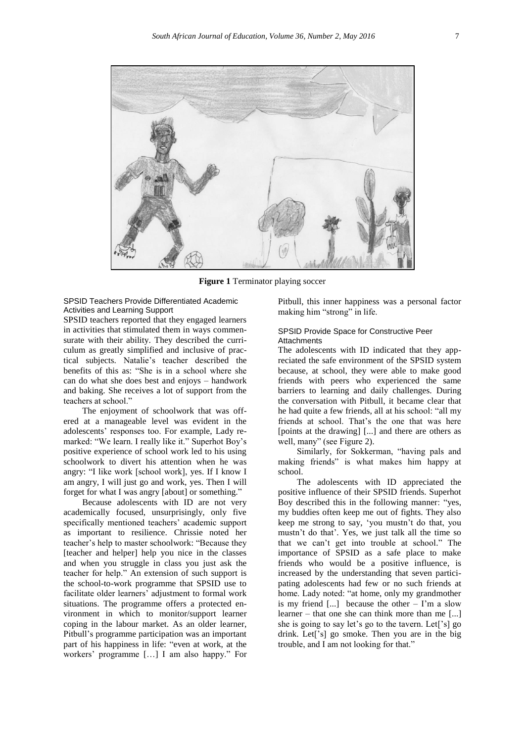**Figure 1** Terminator playing soccer

### SPSID Teachers Provide Differentiated Academic Activities and Learning Support

SPSID teachers reported that they engaged learners in activities that stimulated them in ways commensurate with their ability. They described the curriculum as greatly simplified and inclusive of practical subjects. Natalie's teacher described the benefits of this as: "She is in a school where she can do what she does best and enjoys – handwork and baking. She receives a lot of support from the teachers at school."

The enjoyment of schoolwork that was offered at a manageable level was evident in the adolescents' responses too. For example, Lady remarked: "We learn. I really like it." Superhot Boy's positive experience of school work led to his using schoolwork to divert his attention when he was angry: "I like work [school work], yes. If I know I am angry, I will just go and work, yes. Then I will forget for what I was angry [about] or something."

Because adolescents with ID are not very academically focused, unsurprisingly, only five specifically mentioned teachers' academic support as important to resilience. Chrissie noted her teacher's help to master schoolwork: "Because they [teacher and helper] help you nice in the classes and when you struggle in class you just ask the teacher for help." An extension of such support is the school-to-work programme that SPSID use to facilitate older learners' adjustment to formal work situations. The programme offers a protected environment in which to monitor/support learner coping in the labour market. As an older learner, Pitbull's programme participation was an important part of his happiness in life: "even at work, at the workers' programme […] I am also happy." For Pitbull, this inner happiness was a personal factor making him "strong" in life.

### SPSID Provide Space for Constructive Peer Attachments

The adolescents with ID indicated that they appreciated the safe environment of the SPSID system because, at school, they were able to make good friends with peers who experienced the same barriers to learning and daily challenges. During the conversation with Pitbull, it became clear that he had quite a few friends, all at his school: "all my friends at school. That's the one that was here [points at the drawing] [...] and there are others as well, many" (see Figure 2).

Similarly, for Sokkerman, "having pals and making friends" is what makes him happy at school.

The adolescents with ID appreciated the positive influence of their SPSID friends. Superhot Boy described this in the following manner: "yes, my buddies often keep me out of fights. They also keep me strong to say, 'you mustn't do that, you mustn't do that'. Yes, we just talk all the time so that we can't get into trouble at school." The importance of SPSID as a safe place to make friends who would be a positive influence, is increased by the understanding that seven participating adolescents had few or no such friends at home. Lady noted: "at home, only my grandmother is my friend [...] because the other – I'm a slow learner – that one she can think more than me [...] she is going to say let's go to the tavern. Let['s] go drink. Let['s] go smoke. Then you are in the big trouble, and I am not looking for that."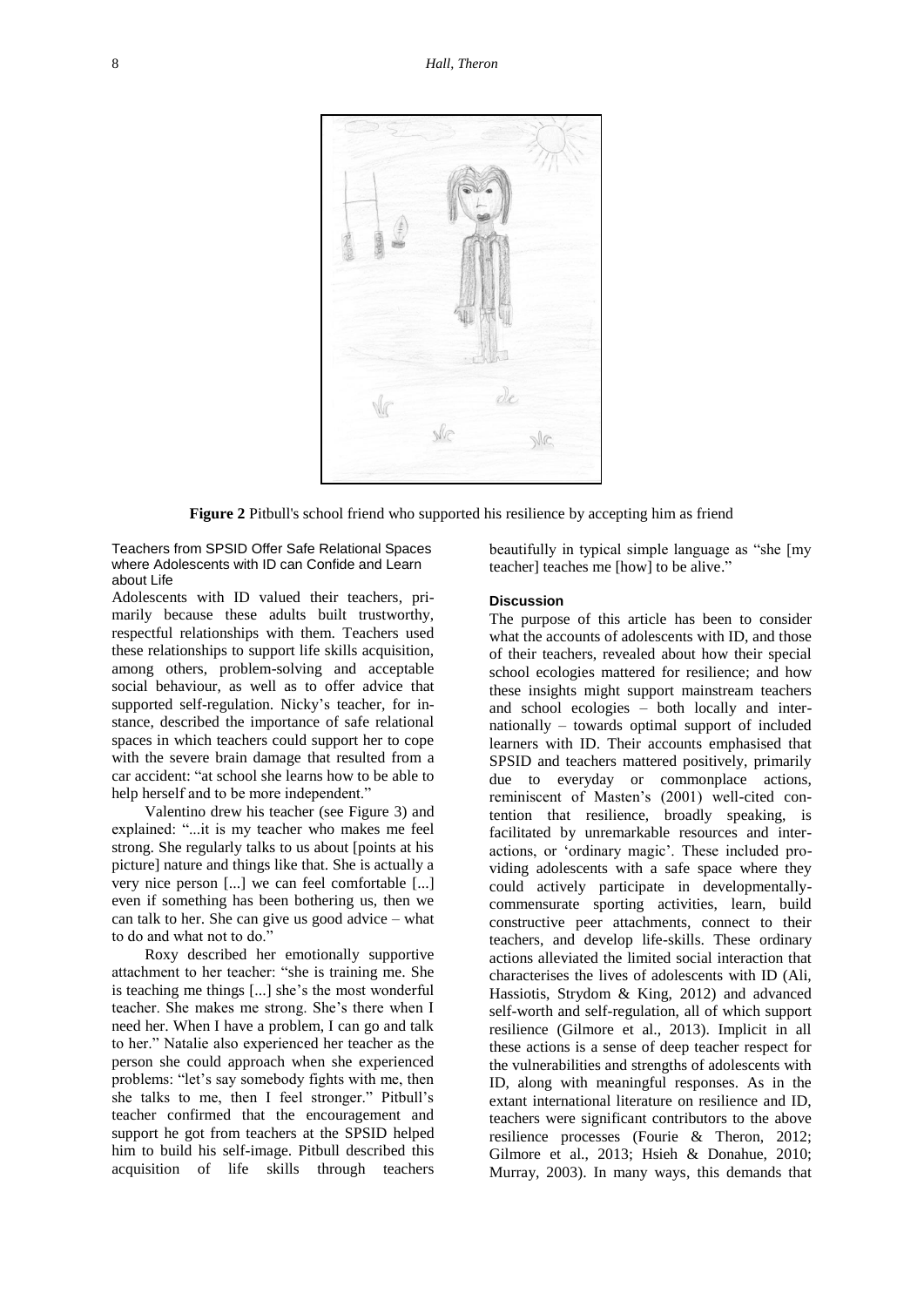**Figure 2** Pitbull's school friend who supported his resilience by accepting him as friend

### Teachers from SPSID Offer Safe Relational Spaces where Adolescents with ID can Confide and Learn about Life

Adolescents with ID valued their teachers, primarily because these adults built trustworthy, respectful relationships with them. Teachers used these relationships to support life skills acquisition, among others, problem-solving and acceptable social behaviour, as well as to offer advice that supported self-regulation. Nicky's teacher, for instance, described the importance of safe relational spaces in which teachers could support her to cope with the severe brain damage that resulted from a car accident: "at school she learns how to be able to help herself and to be more independent."

Valentino drew his teacher (see Figure 3) and explained: "...it is my teacher who makes me feel strong. She regularly talks to us about [points at his picture] nature and things like that. She is actually a very nice person [...] we can feel comfortable [...] even if something has been bothering us, then we can talk to her. She can give us good advice – what to do and what not to do."

Roxy described her emotionally supportive attachment to her teacher: "she is training me. She is teaching me things [...] she's the most wonderful teacher. She makes me strong. She's there when I need her. When I have a problem, I can go and talk to her." Natalie also experienced her teacher as the person she could approach when she experienced problems: "let's say somebody fights with me, then she talks to me, then I feel stronger." Pitbull's teacher confirmed that the encouragement and support he got from teachers at the SPSID helped him to build his self-image. Pitbull described this acquisition of life skills through teachers beautifully in typical simple language as "she [my teacher] teaches me [how] to be alive."

## Discussion

The purpose of this article has been to consider what the accounts of adolescents with ID, and those of their teachers, revealed about how their special school ecologies mattered for resilience; and how these insights might support mainstream teachers and school ecologies – both locally and internationally – towards optimal support of included learners with ID. Their accounts emphasised that SPSID and teachers mattered positively, primarily due to everyday or commonplace actions, reminiscent of Masten's (2001) well-cited contention that resilience, broadly speaking, is facilitated by unremarkable resources and interactions, or 'ordinary magic'. These included providing adolescents with a safe space where they could actively participate in developmentally-commensurate sporting activities, learn, build constructive peer attachments, connect to their teachers, and develop life-skills. These ordinary actions alleviated the limited social interaction that characterises the lives of adolescents with ID (Ali, Hassiotis, Strydom & King, 2012) and advanced self-worth and self-regulation, all of which support resilience (Gilmore et al., 2013). Implicit in all these actions is a sense of deep teacher respect for the vulnerabilities and strengths of adolescents with ID, along with meaningful responses. As in the extant international literature on resilience and ID, teachers were significant contributors to the above resilience processes (Fourie & Theron, 2012; Gilmore et al., 2013; Hsieh & Donahue, 2010; Murray, 2003). In many ways, this demands that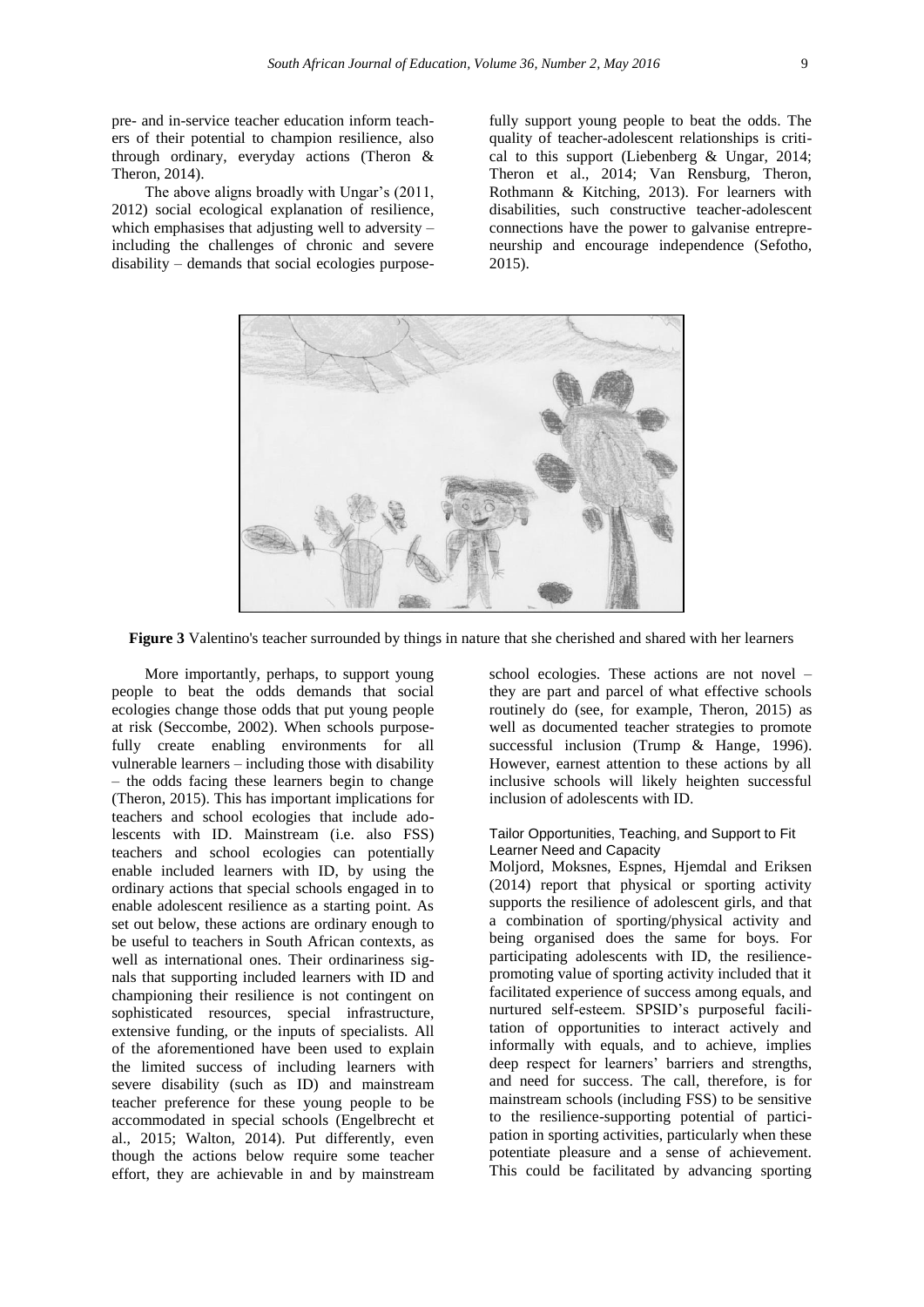pre- and in-service teacher education inform teachers of their potential to champion resilience, also through ordinary, everyday actions (Theron & Theron, 2014).

The above aligns broadly with Ungar's (2011, 2012) social ecological explanation of resilience, which emphasises that adjusting well to adversity – including the challenges of chronic and severe disability – demands that social ecologies purposefully support young people to beat the odds. The quality of teacher-adolescent relationships is critical to this support (Liebenberg & Ungar, 2014; Theron et al., 2014; Van Rensburg, Theron, Rothmann & Kitching, 2013). For learners with disabilities, such constructive teacher-adolescent connections have the power to galvanise entrepreneurship and encourage independence (Sefotho, 2015).

**Figure 3** Valentino's teacher surrounded by things in nature that she cherished and shared with her learners

More importantly, perhaps, to support young people to beat the odds demands that social ecologies change those odds that put young people at risk (Seccombe, 2002). When schools purposefully create enabling environments for all vulnerable learners – including those with disability – the odds facing these learners begin to change (Theron, 2015). This has important implications for teachers and school ecologies that include adolescents with ID. Mainstream (i.e. also FSS) teachers and school ecologies can potentially enable included learners with ID, by using the ordinary actions that special schools engaged in to enable adolescent resilience as a starting point. As set out below, these actions are ordinary enough to be useful to teachers in South African contexts, as well as international ones. Their ordinariness signals that supporting included learners with ID and championing their resilience is not contingent on sophisticated resources, special infrastructure, extensive funding, or the inputs of specialists. All of the aforementioned have been used to explain the limited success of including learners with severe disability (such as ID) and mainstream teacher preference for these young people to be accommodated in special schools (Engelbrecht et al., 2015; Walton, 2014). Put differently, even though the actions below require some teacher effort, they are achievable in and by mainstream school ecologies. These actions are not novel – they are part and parcel of what effective schools routinely do (see, for example, Theron, 2015) as well as documented teacher strategies to promote successful inclusion (Trump & Hange, 1996). However, earnest attention to these actions by all inclusive schools will likely heighten successful inclusion of adolescents with ID.

### Tailor Opportunities, Teaching, and Support to Fit Learner Need and Capacity

Moljord, Moksnes, Espnes, Hjemdal and Eriksen (2014) report that physical or sporting activity supports the resilience of adolescent girls, and that a combination of sporting/physical activity and being organised does the same for boys. For participating adolescents with ID, the resilience-promoting value of sporting activity included that it facilitated experience of success among equals, and nurtured self-esteem. SPSID's purposeful facilitation of opportunities to interact actively and informally with equals, and to achieve, implies deep respect for learners' barriers and strengths, and need for success. The call, therefore, is for mainstream schools (including FSS) to be sensitive to the resilience-supporting potential of participation in sporting activities, particularly when these potentiate pleasure and a sense of achievement. This could be facilitated by advancing sporting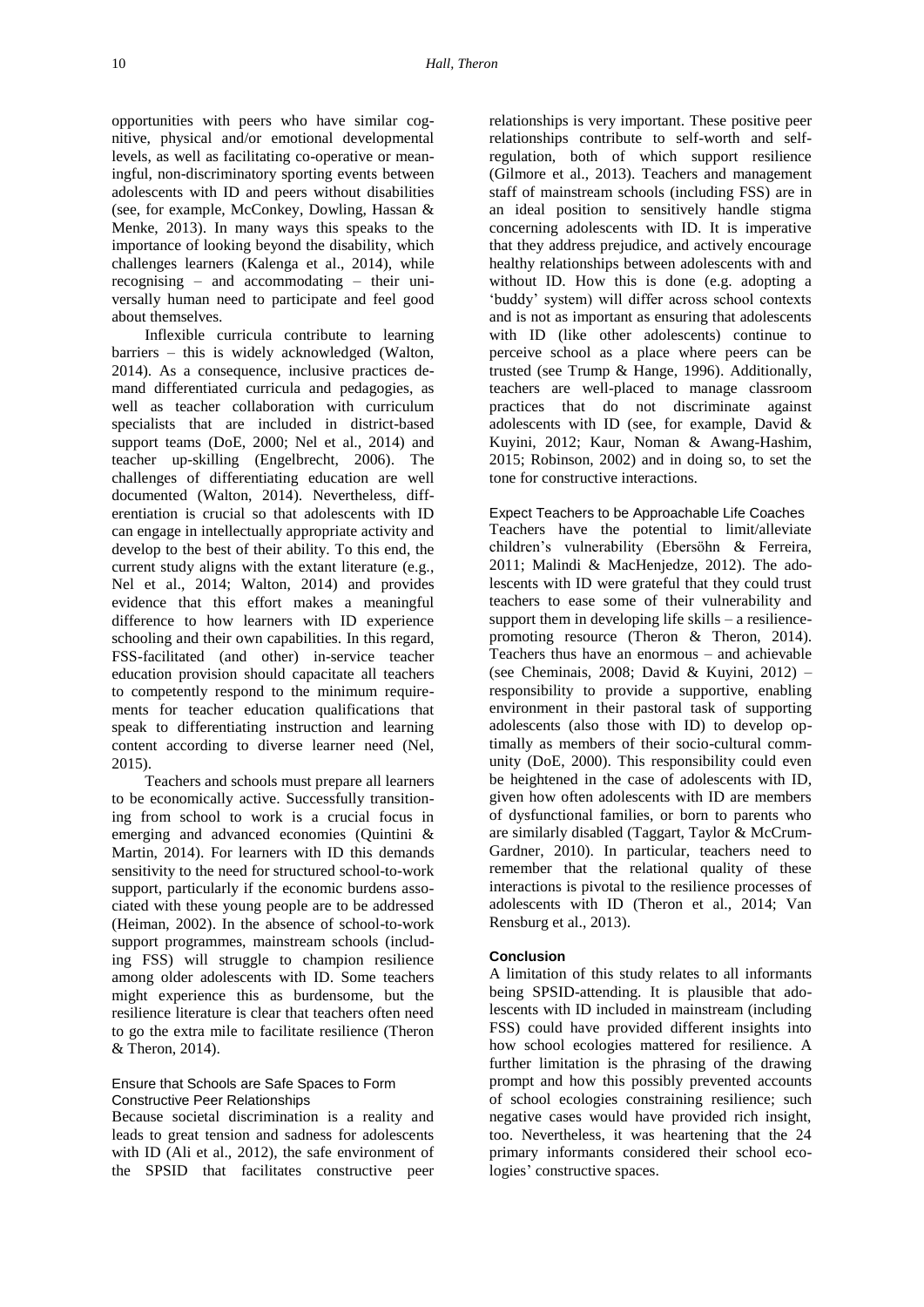opportunities with peers who have similar cognitive, physical and/or emotional developmental levels, as well as facilitating co-operative or meaningful, non-discriminatory sporting events between adolescents with ID and peers without disabilities (see, for example, McConkey, Dowling, Hassan & Menke, 2013). In many ways this speaks to the importance of looking beyond the disability, which challenges learners (Kalenga et al., 2014), while recognising – and accommodating – their universally human need to participate and feel good about themselves.

Inflexible curricula contribute to learning barriers – this is widely acknowledged (Walton, 2014). As a consequence, inclusive practices demand differentiated curricula and pedagogies, as well as teacher collaboration with curriculum specialists that are included in district-based support teams (DoE, 2000; Nel et al., 2014) and teacher up-skilling (Engelbrecht, 2006). The challenges of differentiating education are well documented (Walton, 2014). Nevertheless, differentiation is crucial so that adolescents with ID can engage in intellectually appropriate activity and develop to the best of their ability. To this end, the current study aligns with the extant literature (e.g., Nel et al., 2014; Walton, 2014) and provides evidence that this effort makes a meaningful difference to how learners with ID experience schooling and their own capabilities. In this regard, FSS-facilitated (and other) in-service teacher education provision should capacitate all teachers to competently respond to the minimum requirements for teacher education qualifications that speak to differentiating instruction and learning content according to diverse learner need (Nel, 2015).

Teachers and schools must prepare all learners to be economically active. Successfully transitioning from school to work is a crucial focus in emerging and advanced economies (Quintini & Martin, 2014). For learners with ID this demands sensitivity to the need for structured school-to-work support, particularly if the economic burdens associated with these young people are to be addressed (Heiman, 2002). In the absence of school-to-work support programmes, mainstream schools (including FSS) will struggle to champion resilience among older adolescents with ID. Some teachers might experience this as burdensome, but the resilience literature is clear that teachers often need to go the extra mile to facilitate resilience (Theron & Theron, 2014).

### Ensure that Schools are Safe Spaces to Form Constructive Peer Relationships

Because societal discrimination is a reality and leads to great tension and sadness for adolescents with ID (Ali et al., 2012), the safe environment of the SPSID that facilitates constructive peer relationships is very important. These positive peer relationships contribute to self-worth and self-regulation, both of which support resilience (Gilmore et al., 2013). Teachers and management staff of mainstream schools (including FSS) are in an ideal position to sensitively handle stigma concerning adolescents with ID. It is imperative that they address prejudice, and actively encourage healthy relationships between adolescents with and without ID. How this is done (e.g. adopting a 'buddy' system) will differ across school contexts and is not as important as ensuring that adolescents with ID (like other adolescents) continue to perceive school as a place where peers can be trusted (see Trump & Hange, 1996). Additionally, teachers are well-placed to manage classroom practices that do not discriminate against adolescents with ID (see, for example, David & Kuyini, 2012; Kaur, Noman & Awang-Hashim, 2015; Robinson, 2002) and in doing so, to set the tone for constructive interactions.

### Expect Teachers to be Approachable Life Coaches

Teachers have the potential to limit/alleviate children's vulnerability (Ebersöhn & Ferreira, 2011; Malindi & MacHenjedze, 2012). The adolescents with ID were grateful that they could trust teachers to ease some of their vulnerability and support them in developing life skills – a resilience-promoting resource (Theron & Theron, 2014). Teachers thus have an enormous – and achievable (see Cheminais, 2008; David & Kuyini, 2012) – responsibility to provide a supportive, enabling environment in their pastoral task of supporting adolescents (also those with ID) to develop optimally as members of their socio-cultural community (DoE, 2000). This responsibility could even be heightened in the case of adolescents with ID, given how often adolescents with ID are members of dysfunctional families, or born to parents who are similarly disabled (Taggart, Taylor & McCrum-Gardner, 2010). In particular, teachers need to remember that the relational quality of these interactions is pivotal to the resilience processes of adolescents with ID (Theron et al., 2014; Van Rensburg et al., 2013).

## Conclusion

A limitation of this study relates to all informants being SPSID-attending. It is plausible that adolescents with ID included in mainstream (including FSS) could have provided different insights into how school ecologies mattered for resilience. A further limitation is the phrasing of the drawing prompt and how this possibly prevented accounts of school ecologies constraining resilience; such negative cases would have provided rich insight, too. Nevertheless, it was heartening that the 24 primary informants considered their school ecologies' constructive spaces.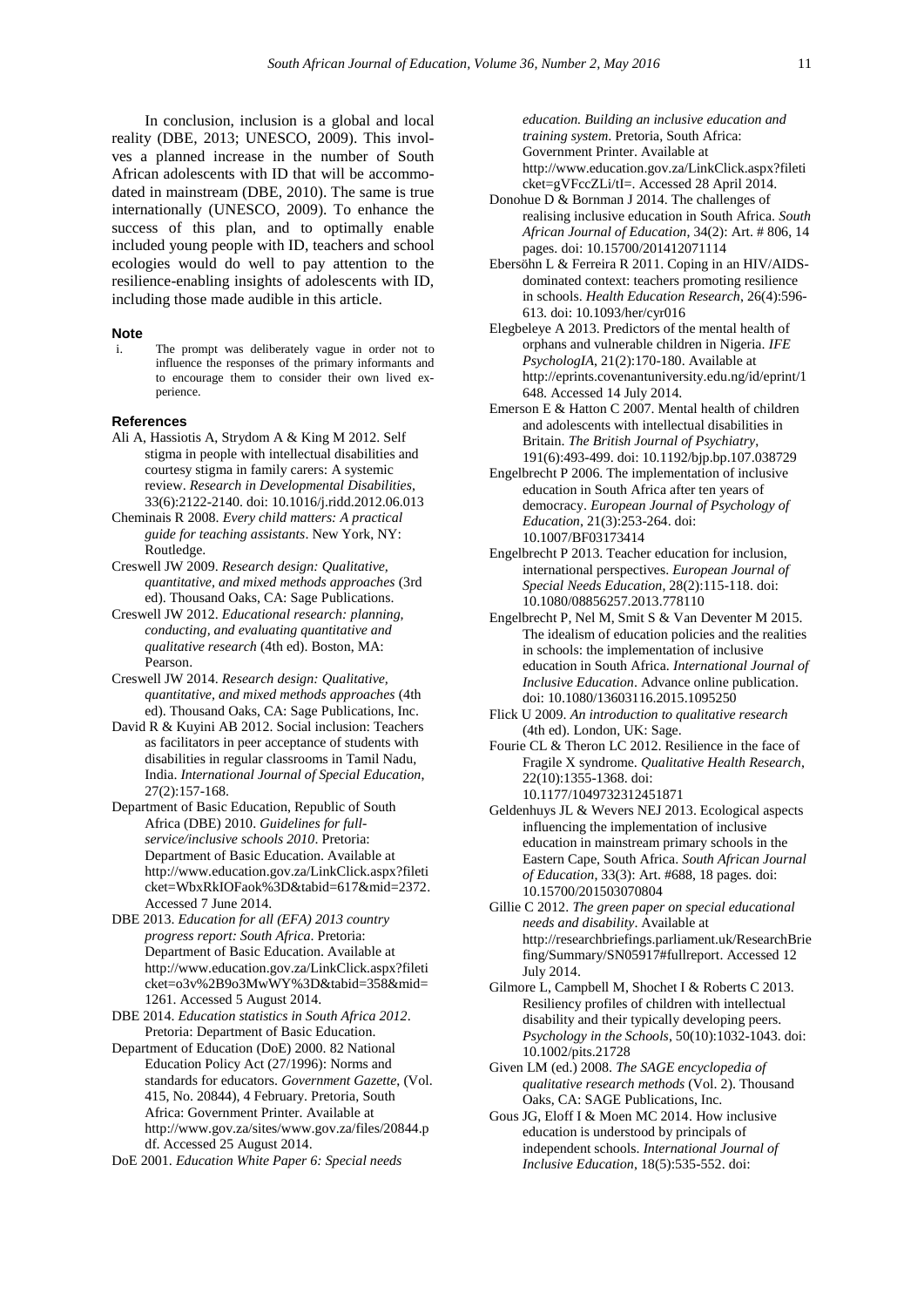In conclusion, inclusion is a global and local reality (DBE, 2013; UNESCO, 2009). This involves a planned increase in the number of South African adolescents with ID that will be accommodated in mainstream (DBE, 2010). The same is true internationally (UNESCO, 2009). To enhance the success of this plan, and to optimally enable included young people with ID, teachers and school ecologies would do well to pay attention to the resilience-enabling insights of adolescents with ID, including those made audible in this article.

#### Note

i. The prompt was deliberately vague in order not to influence the responses of the primary informants and to encourage them to consider their own lived experience.

#### References

Ali A, Hassiotis A, Strydom A & King M 2012. Self stigma in people with intellectual disabilities and courtesy stigma in family carers: A systemic review. *Research in Developmental Disabilities*, 33(6):2122-2140. doi: 10.1016/j.ridd.2012.06.013

Cheminais R 2008. *Every child matters: A practical guide for teaching assistants*. New York, NY: Routledge.

Creswell JW 2009. *Research design: Qualitative, quantitative, and mixed methods approaches* (3rd ed). Thousand Oaks, CA: Sage Publications.

Creswell JW 2012. *Educational research: planning, conducting, and evaluating quantitative and qualitative research* (4th ed). Boston, MA: Pearson.

Creswell JW 2014. *Research design: Qualitative, quantitative, and mixed methods approaches* (4th ed). Thousand Oaks, CA: Sage Publications, Inc.

David R & Kuyini AB 2012. Social inclusion: Teachers as facilitators in peer acceptance of students with disabilities in regular classrooms in Tamil Nadu, India. *International Journal of Special Education*, 27(2):157-168.

Department of Basic Education, Republic of South Africa (DBE) 2010. *Guidelines for full-service/inclusive schools 2010*. Pretoria: Department of Basic Education. Available at http://www.education.gov.za/LinkClick.aspx?fileticket=WbxRkIOFaok%3D&tabid=617&mid=2372. Accessed 7 June 2014.

DBE 2013. *Education for all (EFA) 2013 country progress report: South Africa*. Pretoria: Department of Basic Education. Available at http://www.education.gov.za/LinkClick.aspx?fileticket=o3v%2B9o3MwWY%3D&tabid=358&mid=1261. Accessed 5 August 2014.

DBE 2014. *Education statistics in South Africa 2012*. Pretoria: Department of Basic Education.

Department of Education (DoE) 2000. 82 National Education Policy Act (27/1996): Norms and standards for educators. *Government Gazette*, (Vol. 415, No. 20844), 4 February. Pretoria, South Africa: Government Printer. Available at http://www.gov.za/sites/www.gov.za/files/20844.pdf. Accessed 25 August 2014.

DoE 2001. *Education White Paper 6: Special needs education. Building an inclusive education and training system*. Pretoria, South Africa: Government Printer. Available at http://www.education.gov.za/LinkClick.aspx?fileticket=gVFccZLi/tI=. Accessed 28 April 2014.

Donohue D & Bornman J 2014. The challenges of realising inclusive education in South Africa. *South African Journal of Education*, 34(2): Art. # 806, 14 pages. doi: 10.15700/201412071114

Ebersöhn L & Ferreira R 2011. Coping in an HIV/AIDS-dominated context: teachers promoting resilience in schools. *Health Education Research*, 26(4):596-613. doi: 10.1093/her/cyr016

Elegbeleye A 2013. Predictors of the mental health of orphans and vulnerable children in Nigeria. *IFE PsychologIA*, 21(2):170-180. Available at http://eprints.covenantuniversity.edu.ng/id/eprint/1648. Accessed 14 July 2014.

Emerson E & Hatton C 2007. Mental health of children and adolescents with intellectual disabilities in Britain. *The British Journal of Psychiatry*, 191(6):493-499. doi: 10.1192/bjp.bp.107.038729

Engelbrecht P 2006. The implementation of inclusive education in South Africa after ten years of democracy. *European Journal of Psychology of Education*, 21(3):253-264. doi: 10.1007/BF03173414

Engelbrecht P 2013. Teacher education for inclusion, international perspectives. *European Journal of Special Needs Education*, 28(2):115-118. doi: 10.1080/08856257.2013.778110

Engelbrecht P, Nel M, Smit S & Van Deventer M 2015. The idealism of education policies and the realities in schools: the implementation of inclusive education in South Africa. *International Journal of Inclusive Education*. Advance online publication. doi: 10.1080/13603116.2015.1095250

Flick U 2009. *An introduction to qualitative research* (4th ed). London, UK: Sage.

Fourie CL & Theron LC 2012. Resilience in the face of Fragile X syndrome. *Qualitative Health Research*, 22(10):1355-1368. doi: 10.1177/1049732312451871

Geldenhuys JL & Wevers NEJ 2013. Ecological aspects influencing the implementation of inclusive education in mainstream primary schools in the Eastern Cape, South Africa. *South African Journal of Education*, 33(3): Art. #688, 18 pages. doi: 10.15700/201503070804

Gillie C 2012. *The green paper on special educational needs and disability*. Available at http://researchbriefings.parliament.uk/ResearchBriefing/Summary/SN05917#fullreport. Accessed 12 July 2014.

Gilmore L, Campbell M, Shochet I & Roberts C 2013. Resiliency profiles of children with intellectual disability and their typically developing peers. *Psychology in the Schools*, 50(10):1032-1043. doi: 10.1002/pits.21728

Given LM (ed.) 2008. *The SAGE encyclopedia of qualitative research methods* (Vol. 2). Thousand Oaks, CA: SAGE Publications, Inc.

Gous JG, Eloff I & Moen MC 2014. How inclusive education is understood by principals of independent schools. *International Journal of Inclusive Education*, 18(5):535-552. doi: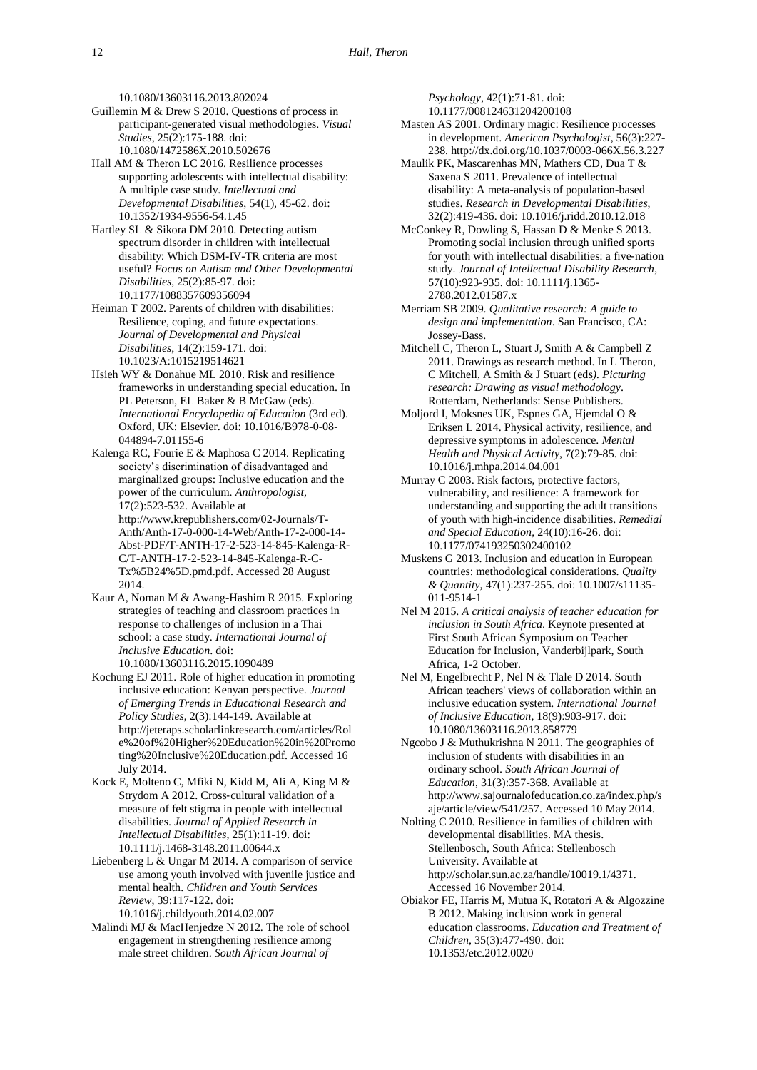10.1080/13603116.2013.802024

Guillemin M & Drew S 2010. Questions of process in participant-generated visual methodologies. *Visual Studies*, 25(2):175-188. doi: 10.1080/1472586X.2010.502676

Hall AM & Theron LC 2016. Resilience processes supporting adolescents with intellectual disability: A multiple case study. *Intellectual and Developmental Disabilities*, 54(1), 45-62. doi: 10.1352/1934-9556-54.1.45

Hartley SL & Sikora DM 2010. Detecting autism spectrum disorder in children with intellectual disability: Which DSM-IV-TR criteria are most useful? *Focus on Autism and Other Developmental Disabilities*, 25(2):85-97. doi: 10.1177/1088357609356094

Heiman T 2002. Parents of children with disabilities: Resilience, coping, and future expectations. *Journal of Developmental and Physical Disabilities*, 14(2):159-171. doi: 10.1023/A:1015219514621

Hsieh WY & Donahue ML 2010. Risk and resilience frameworks in understanding special education. In PL Peterson, EL Baker & B McGaw (eds). *International Encyclopedia of Education* (3rd ed). Oxford, UK: Elsevier. doi: 10.1016/B978-0-08-044894-7.01155-6

Kalenga RC, Fourie E & Maphosa C 2014. Replicating society's discrimination of disadvantaged and marginalized groups: Inclusive education and the power of the curriculum. *Anthropologist*, 17(2):523-532. Available at http://www.krepublishers.com/02-Journals/T-Anth/Anth-17-0-000-14-Web/Anth-17-2-000-14-Abst-PDF/T-ANTH-17-2-523-14-845-Kalenga-R-C/T-ANTH-17-2-523-14-845-Kalenga-R-C-Tx%5B24%5D.pmd.pdf. Accessed 28 August 2014.

Kaur A, Noman M & Awang-Hashim R 2015. Exploring strategies of teaching and classroom practices in response to challenges of inclusion in a Thai school: a case study. *International Journal of Inclusive Education*. doi: 10.1080/13603116.2015.1090489

Kochung EJ 2011. Role of higher education in promoting inclusive education: Kenyan perspective. *Journal of Emerging Trends in Educational Research and Policy Studies*, 2(3):144-149. Available at http://jeteraps.scholarlinkresearch.com/articles/Role%20of%20Higher%20Education%20in%20Promoting%20Inclusive%20Education.pdf. Accessed 16 July 2014.

Kock E, Molteno C, Mfiki N, Kidd M, Ali A, King M & Strydom A 2012. Cross-cultural validation of a measure of felt stigma in people with intellectual disabilities. *Journal of Applied Research in Intellectual Disabilities*, 25(1):11-19. doi: 10.1111/j.1468-3148.2011.00644.x

Liebenberg L & Ungar M 2014. A comparison of service use among youth involved with juvenile justice and mental health. *Children and Youth Services Review*, 39:117-122. doi: 10.1016/j.childyouth.2014.02.007

Malindi MJ & MacHenjedze N 2012. The role of school engagement in strengthening resilience among male street children. *South African Journal of Psychology*, 42(1):71-81. doi: 10.1177/008124631204200108

Masten AS 2001. Ordinary magic: Resilience processes in development. *American Psychologist*, 56(3):227-238. http://dx.doi.org/10.1037/0003-066X.56.3.227

Maulik PK, Mascarenhas MN, Mathers CD, Dua T & Saxena S 2011. Prevalence of intellectual disability: A meta-analysis of population-based studies. *Research in Developmental Disabilities*, 32(2):419-436. doi: 10.1016/j.ridd.2010.12.018

McConkey R, Dowling S, Hassan D & Menke S 2013. Promoting social inclusion through unified sports for youth with intellectual disabilities: a five-nation study. *Journal of Intellectual Disability Research*, 57(10):923-935. doi: 10.1111/j.1365-2788.2012.01587.x

Merriam SB 2009. *Qualitative research: A guide to design and implementation*. San Francisco, CA: Jossey-Bass.

Mitchell C, Theron L, Stuart J, Smith A & Campbell Z 2011. Drawings as research method. In L Theron, C Mitchell, A Smith & J Stuart (eds). *Picturing research: Drawing as visual methodology*. Rotterdam, Netherlands: Sense Publishers.

Moljord I, Moksnes UK, Espnes GA, Hjemdal O & Eriksen L 2014. Physical activity, resilience, and depressive symptoms in adolescence. *Mental Health and Physical Activity*, 7(2):79-85. doi: 10.1016/j.mhpa.2014.04.001

Murray C 2003. Risk factors, protective factors, vulnerability, and resilience: A framework for understanding and supporting the adult transitions of youth with high-incidence disabilities. *Remedial and Special Education*, 24(10):16-26. doi: 10.1177/074193250302400102

Muskens G 2013. Inclusion and education in European countries: methodological considerations. *Quality & Quantity*, 47(1):237-255. doi: 10.1007/s11135-011-9514-1

Nel M 2015. *A critical analysis of teacher education for inclusion in South Africa*. Keynote presented at First South African Symposium on Teacher Education for Inclusion, Vanderbijlpark, South Africa, 1-2 October.

Nel M, Engelbrecht P, Nel N & Tlale D 2014. South African teachers' views of collaboration within an inclusive education system. *International Journal of Inclusive Education*, 18(9):903-917. doi: 10.1080/13603116.2013.858779

Ngcobo J & Muthukrishna N 2011. The geographies of inclusion of students with disabilities in an ordinary school. *South African Journal of Education*, 31(3):357-368. Available at http://www.sajournalofeducation.co.za/index.php/saje/article/view/541/257. Accessed 10 May 2014.

Nolting C 2010. Resilience in families of children with developmental disabilities. MA thesis. Stellenbosch, South Africa: Stellenbosch University. Available at http://scholar.sun.ac.za/handle/10019.1/4371. Accessed 16 November 2014.

Obiakor FE, Harris M, Mutua K, Rotatori A & Algozzine B 2012. Making inclusion work in general education classrooms. *Education and Treatment of Children*, 35(3):477-490. doi: 10.1353/etc.2012.0020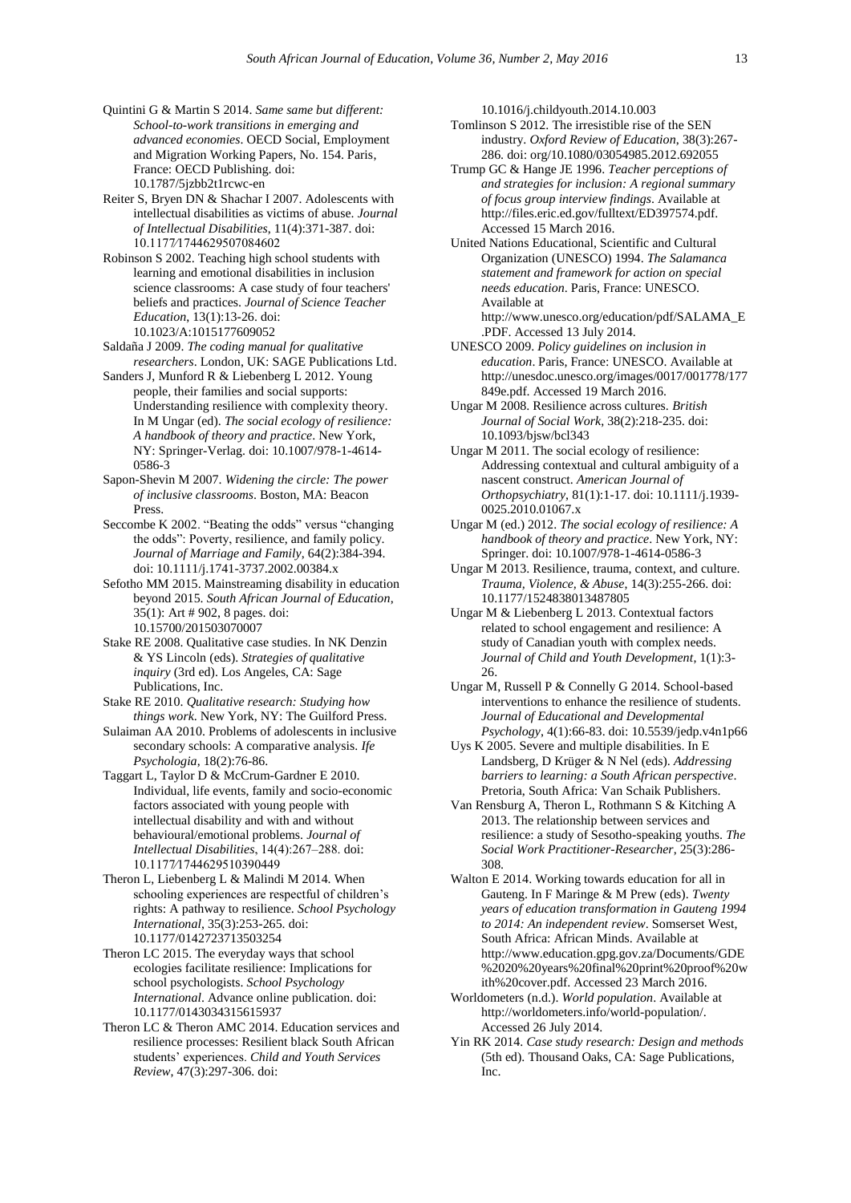Quintini G & Martin S 2014. *Same same but different: School-to-work transitions in emerging and advanced economies*. OECD Social, Employment and Migration Working Papers, No. 154. Paris, France: OECD Publishing. doi: 10.1787/5jzbb2t1rcwc-en

Reiter S, Bryen DN & Shachar I 2007. Adolescents with intellectual disabilities as victims of abuse. *Journal of Intellectual Disabilities*, 11(4):371-387. doi: 10.1177/1744629507084602

Robinson S 2002. Teaching high school students with learning and emotional disabilities in inclusion science classrooms: A case study of four teachers' beliefs and practices. *Journal of Science Teacher Education*, 13(1):13-26. doi: 10.1023/A:1015177609052

Saldaña J 2009. *The coding manual for qualitative researchers*. London, UK: SAGE Publications Ltd.

Sanders J, Munford R & Liebenberg L 2012. Young people, their families and social supports: Understanding resilience with complexity theory. In M Ungar (ed). *The social ecology of resilience: A handbook of theory and practice*. New York, NY: Springer-Verlag. doi: 10.1007/978-1-4614-0586-3

Sapon-Shevin M 2007. *Widening the circle: The power of inclusive classrooms*. Boston, MA: Beacon Press.

Seccombe K 2002. "Beating the odds" versus "changing the odds": Poverty, resilience, and family policy. *Journal of Marriage and Family*, 64(2):384-394. doi: 10.1111/j.1741-3737.2002.00384.x

Sefotho MM 2015. Mainstreaming disability in education beyond 2015. *South African Journal of Education*, 35(1): Art # 902, 8 pages. doi: 10.15700/201503070007

Stake RE 2008. Qualitative case studies. In NK Denzin & YS Lincoln (eds). *Strategies of qualitative inquiry* (3rd ed). Los Angeles, CA: Sage Publications, Inc.

Stake RE 2010. *Qualitative research: Studying how things work*. New York, NY: The Guilford Press.

Sulaiman AA 2010. Problems of adolescents in inclusive secondary schools: A comparative analysis. *Ife Psychologia*, 18(2):76-86.

Taggart L, Taylor D & McCrum-Gardner E 2010. Individual, life events, family and socio-economic factors associated with young people with intellectual disability and with and without behavioural/emotional problems. *Journal of Intellectual Disabilities*, 14(4):267–288. doi: 10.1177/1744629510390449

Theron L, Liebenberg L & Malindi M 2014. When schooling experiences are respectful of children's rights: A pathway to resilience. *School Psychology International*, 35(3):253-265. doi: 10.1177/0142723713503254

Theron LC 2015. The everyday ways that school ecologies facilitate resilience: Implications for school psychologists. *School Psychology International*. Advance online publication. doi: 10.1177/0143034315615937

Theron LC & Theron AMC 2014. Education services and resilience processes: Resilient black South African students' experiences. *Child and Youth Services Review*, 47(3):297-306. doi: 10.1016/j.childyouth.2014.10.003

Tomlinson S 2012. The irresistible rise of the SEN industry. *Oxford Review of Education*, 38(3):267-286. doi: org/10.1080/03054985.2012.692055

Trump GC & Hange JE 1996. *Teacher perceptions of and strategies for inclusion: A regional summary of focus group interview findings*. Available at http://files.eric.ed.gov/fulltext/ED397574.pdf. Accessed 15 March 2016.

United Nations Educational, Scientific and Cultural Organization (UNESCO) 1994. *The Salamanca statement and framework for action on special needs education*. Paris, France: UNESCO. Available at http://www.unesco.org/education/pdf/SALAMA_E.PDF. Accessed 13 July 2014.

UNESCO 2009. *Policy guidelines on inclusion in education*. Paris, France: UNESCO. Available at http://unesdoc.unesco.org/images/0017/001778/177849e.pdf. Accessed 19 March 2016.

Ungar M 2008. Resilience across cultures. *British Journal of Social Work*, 38(2):218-235. doi: 10.1093/bjsw/bcl343

Ungar M 2011. The social ecology of resilience: Addressing contextual and cultural ambiguity of a nascent construct. *American Journal of Orthopsychiatry*, 81(1):1-17. doi: 10.1111/j.1939-0025.2010.01067.x

Ungar M (ed.) 2012. *The social ecology of resilience: A handbook of theory and practice*. New York, NY: Springer. doi: 10.1007/978-1-4614-0586-3

Ungar M 2013. Resilience, trauma, context, and culture. *Trauma, Violence, & Abuse*, 14(3):255-266. doi: 10.1177/1524838013487805

Ungar M & Liebenberg L 2013. Contextual factors related to school engagement and resilience: A study of Canadian youth with complex needs. *Journal of Child and Youth Development*, 1(1):3-26.

Ungar M, Russell P & Connelly G 2014. School-based interventions to enhance the resilience of students. *Journal of Educational and Developmental Psychology*, 4(1):66-83. doi: 10.5539/jedp.v4n1p66

Uys K 2005. Severe and multiple disabilities. In E Landsberg, D Krüger & N Nel (eds). *Addressing barriers to learning: a South African perspective*. Pretoria, South Africa: Van Schaik Publishers.

Van Rensburg A, Theron L, Rothmann S & Kitching A 2013. The relationship between services and resilience: a study of Sesotho-speaking youths. *The Social Work Practitioner-Researcher*, 25(3):286-308.

Walton E 2014. Working towards education for all in Gauteng. In F Maringe & M Prew (eds). *Twenty years of education transformation in Gauteng 1994 to 2014: An independent review*. Somerset West, South Africa: African Minds. Available at http://www.education.gpg.gov.za/Documents/GDE%2020%20years%20final%20print%20proof%20with%20cover.pdf. Accessed 23 March 2016.

Worldometers (n.d.). *World population*. Available at http://worldometers.info/world-population/. Accessed 26 July 2014.

Yin RK 2014. *Case study research: Design and methods* (5th ed). Thousand Oaks, CA: Sage Publications, Inc.